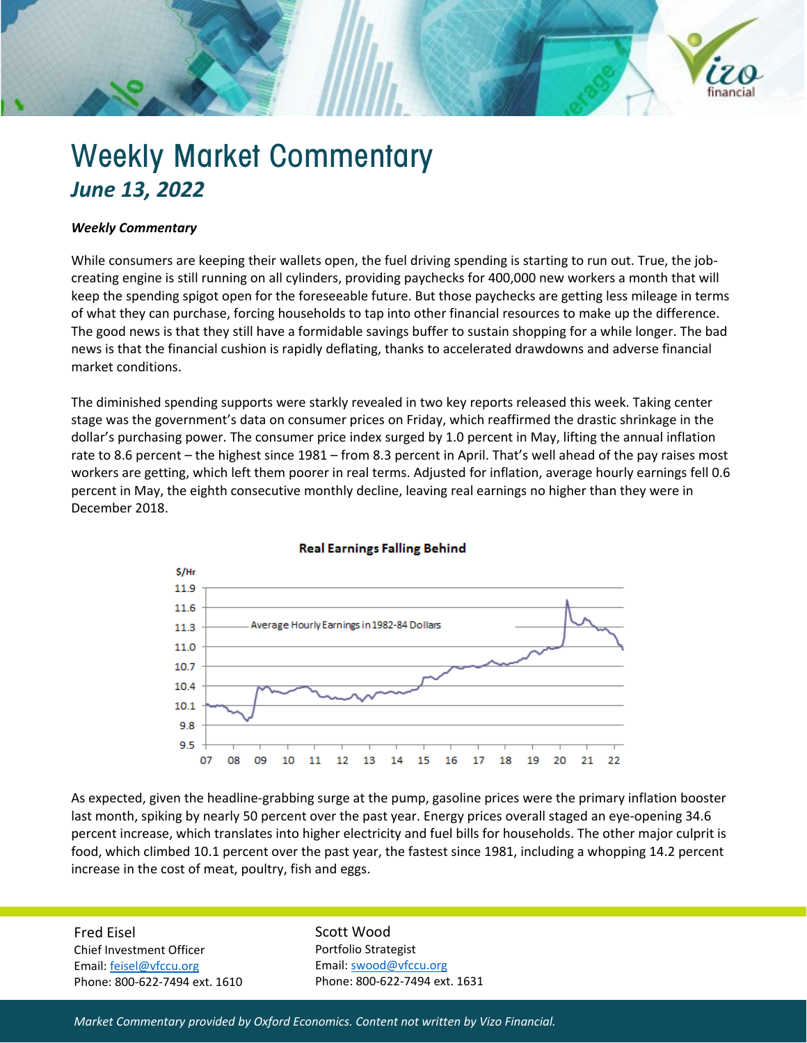# Weekly Market Commentary

## *June 13, 2022*

***Weekly Commentary***

While consumers are keeping their wallets open, the fuel driving spending is starting to run out. True, the job-creating engine is still running on all cylinders, providing paychecks for 400,000 new workers a month that will keep the spending spigot open for the foreseeable future. But those paychecks are getting less mileage in terms of what they can purchase, forcing households to tap into other financial resources to make up the difference. The good news is that they still have a formidable savings buffer to sustain shopping for a while longer. The bad news is that the financial cushion is rapidly deflating, thanks to accelerated drawdowns and adverse financial market conditions.

The diminished spending supports were starkly revealed in two key reports released this week. Taking center stage was the government's data on consumer prices on Friday, which reaffirmed the drastic shrinkage in the dollar's purchasing power. The consumer price index surged by 1.0 percent in May, lifting the annual inflation rate to 8.6 percent – the highest since 1981 – from 8.3 percent in April. That's well ahead of the pay raises most workers are getting, which left them poorer in real terms. Adjusted for inflation, average hourly earnings fell 0.6 percent in May, the eighth consecutive monthly decline, leaving real earnings no higher than they were in December 2018.

**Real Earnings Falling Behind**

$/Hr

11.9
11.6
11.3
11.0
10.7
10.4
10.1
9.8
9.5

Average Hourly Earnings in 1982-84 Dollars

07 08 09 10 11 12 13 14 15 16 17 18 19 20 21 22

As expected, given the headline-grabbing surge at the pump, gasoline prices were the primary inflation booster last month, spiking by nearly 50 percent over the past year. Energy prices overall staged an eye-opening 34.6 percent increase, which translates into higher electricity and fuel bills for households. The other major culprit is food, which climbed 10.1 percent over the past year, the fastest since 1981, including a whopping 14.2 percent increase in the cost of meat, poultry, fish and eggs.

Fred Eisel
Chief Investment Officer
Email: feisel@vfccu.org
Phone: 800-622-7494 ext. 1610

Scott Wood
Portfolio Strategist
Email: swood@vfccu.org
Phone: 800-622-7494 ext. 1631

*Market Commentary provided by Oxford Economics. Content not written by Vizo Financial.*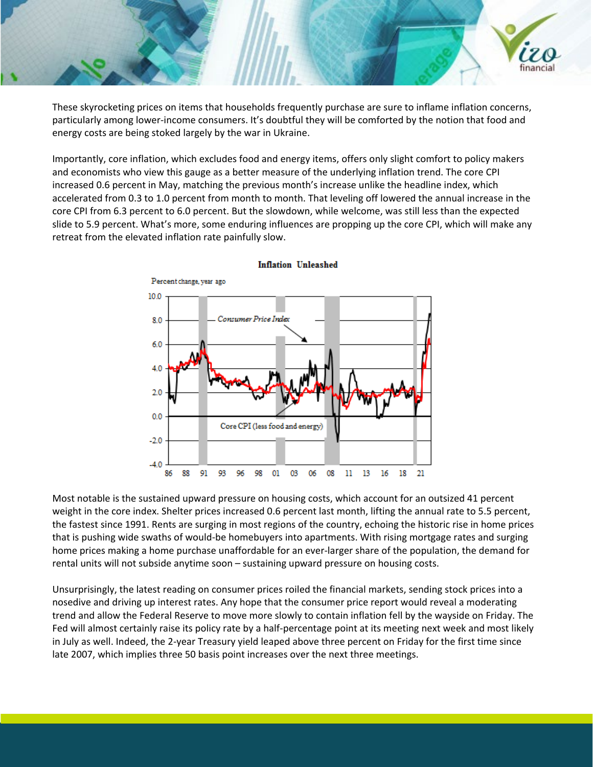These skyrocketing prices on items that households frequently purchase are sure to inflame inflation concerns, particularly among lower-income consumers. It's doubtful they will be comforted by the notion that food and energy costs are being stoked largely by the war in Ukraine.

Importantly, core inflation, which excludes food and energy items, offers only slight comfort to policy makers and economists who view this gauge as a better measure of the underlying inflation trend. The core CPI increased 0.6 percent in May, matching the previous month's increase unlike the headline index, which accelerated from 0.3 to 1.0 percent from month to month. That leveling off lowered the annual increase in the core CPI from 6.3 percent to 6.0 percent. But the slowdown, while welcome, was still less than the expected slide to 5.9 percent. What's more, some enduring influences are propping up the core CPI, which will make any retreat from the elevated inflation rate painfully slow.

**Inflation Unleashed**

Percent change, year ago

10.0
8.0
6.0
4.0
2.0
0.0
-2.0
-4.0

Consumer Price Index

Core CPI (less food and energy)

86 88 91 93 96 98 01 03 06 08 11 13 16 18 21

Most notable is the sustained upward pressure on housing costs, which account for an outsized 41 percent weight in the core index. Shelter prices increased 0.6 percent last month, lifting the annual rate to 5.5 percent, the fastest since 1991. Rents are surging in most regions of the country, echoing the historic rise in home prices that is pushing wide swaths of would-be homebuyers into apartments. With rising mortgage rates and surging home prices making a home purchase unaffordable for an ever-larger share of the population, the demand for rental units will not subside anytime soon – sustaining upward pressure on housing costs.

Unsurprisingly, the latest reading on consumer prices roiled the financial markets, sending stock prices into a nosedive and driving up interest rates. Any hope that the consumer price report would reveal a moderating trend and allow the Federal Reserve to move more slowly to contain inflation fell by the wayside on Friday. The Fed will almost certainly raise its policy rate by a half-percentage point at its meeting next week and most likely in July as well. Indeed, the 2-year Treasury yield leaped above three percent on Friday for the first time since late 2007, which implies three 50 basis point increases over the next three meetings.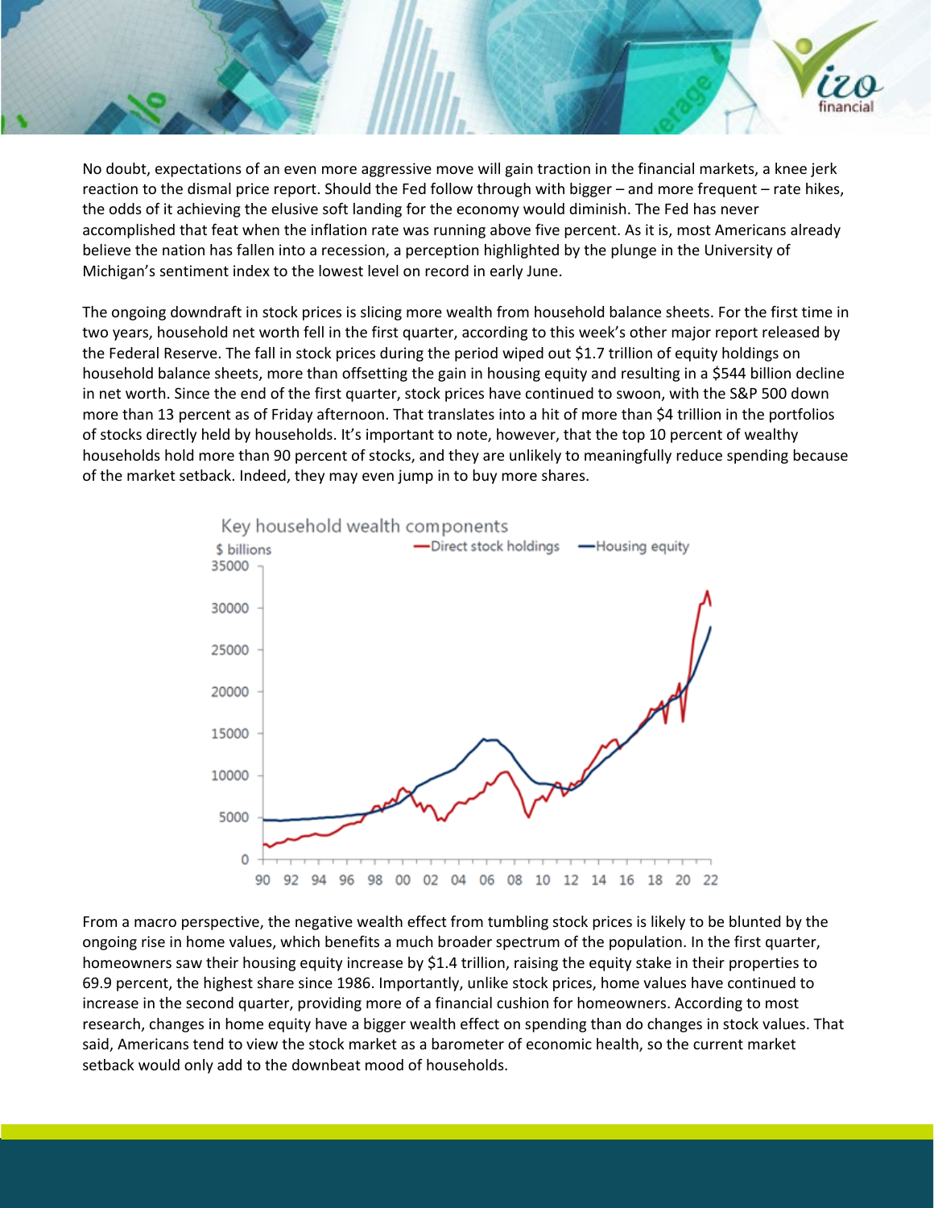No doubt, expectations of an even more aggressive move will gain traction in the financial markets, a knee jerk reaction to the dismal price report. Should the Fed follow through with bigger – and more frequent – rate hikes, the odds of it achieving the elusive soft landing for the economy would diminish. The Fed has never accomplished that feat when the inflation rate was running above five percent. As it is, most Americans already believe the nation has fallen into a recession, a perception highlighted by the plunge in the University of Michigan's sentiment index to the lowest level on record in early June.

The ongoing downdraft in stock prices is slicing more wealth from household balance sheets. For the first time in two years, household net worth fell in the first quarter, according to this week's other major report released by the Federal Reserve. The fall in stock prices during the period wiped out $1.7 trillion of equity holdings on household balance sheets, more than offsetting the gain in housing equity and resulting in a $544 billion decline in net worth. Since the end of the first quarter, stock prices have continued to swoon, with the S&P 500 down more than 13 percent as of Friday afternoon. That translates into a hit of more than $4 trillion in the portfolios of stocks directly held by households. It's important to note, however, that the top 10 percent of wealthy households hold more than 90 percent of stocks, and they are unlikely to meaningfully reduce spending because of the market setback. Indeed, they may even jump in to buy more shares.

Key household wealth components

$ billions

Direct stock holdings

Housing equity

35000
30000
25000
20000
15000
10000
5000
0

90 92 94 96 98 00 02 04 06 08 10 12 14 16 18 20 22

From a macro perspective, the negative wealth effect from tumbling stock prices is likely to be blunted by the ongoing rise in home values, which benefits a much broader spectrum of the population. In the first quarter, homeowners saw their housing equity increase by $1.4 trillion, raising the equity stake in their properties to 69.9 percent, the highest share since 1986. Importantly, unlike stock prices, home values have continued to increase in the second quarter, providing more of a financial cushion for homeowners. According to most research, changes in home equity have a bigger wealth effect on spending than do changes in stock values. That said, Americans tend to view the stock market as a barometer of economic health, so the current market setback would only add to the downbeat mood of households.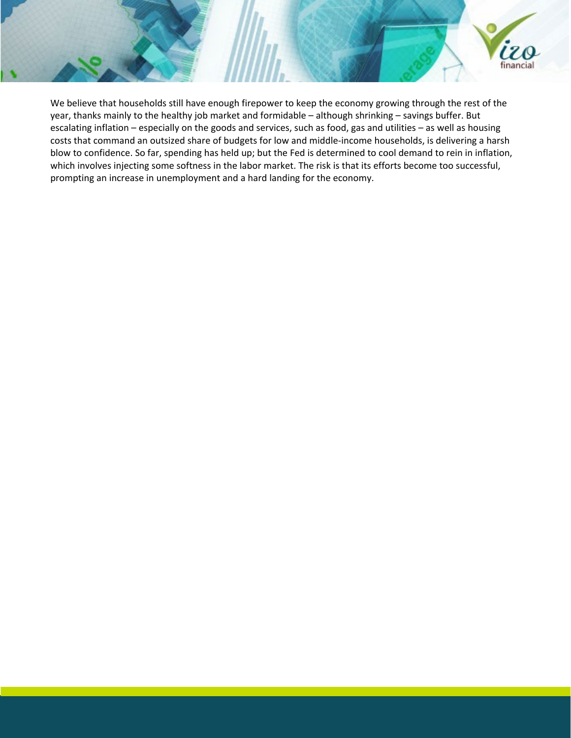We believe that households still have enough firepower to keep the economy growing through the rest of the year, thanks mainly to the healthy job market and formidable – although shrinking – savings buffer. But escalating inflation – especially on the goods and services, such as food, gas and utilities – as well as housing costs that command an outsized share of budgets for low and middle-income households, is delivering a harsh blow to confidence. So far, spending has held up; but the Fed is determined to cool demand to rein in inflation, which involves injecting some softness in the labor market. The risk is that its efforts become too successful, prompting an increase in unemployment and a hard landing for the economy.